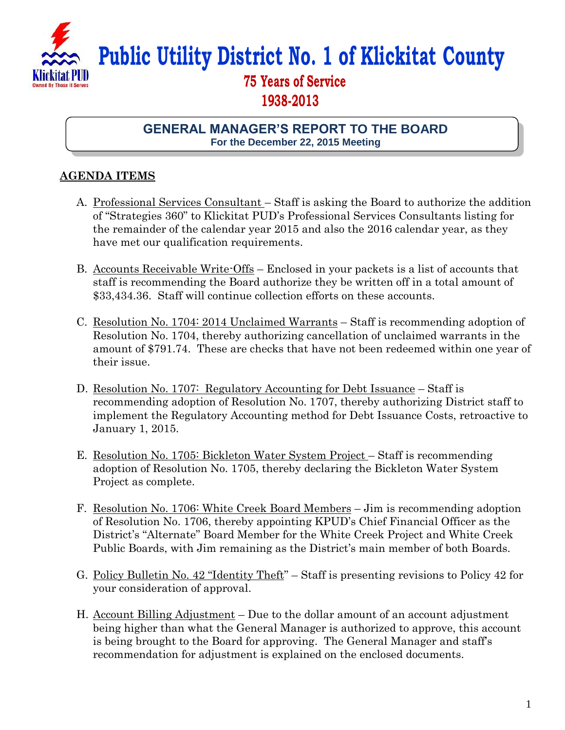# Public Utility District No. 1 of Klickitat County

## 75 Years of Service

## 1938-2013

## GENERAL MANAGER'S REPORT TO THE BOARD

**For the December 22, 2015 Meeting**

### AGENDA ITEMS

A. Professional Services Consultant – Staff is asking the Board to authorize the addition of "Strategies 360" to Klickitat PUD's Professional Services Consultants listing for the remainder of the calendar year 2015 and also the 2016 calendar year, as they have met our qualification requirements.

B. Accounts Receivable Write-Offs – Enclosed in your packets is a list of accounts that staff is recommending the Board authorize they be written off in a total amount of $33,434.36. Staff will continue collection efforts on these accounts.

C. Resolution No. 1704: 2014 Unclaimed Warrants – Staff is recommending adoption of Resolution No. 1704, thereby authorizing cancellation of unclaimed warrants in the amount of $791.74. These are checks that have not been redeemed within one year of their issue.

D. Resolution No. 1707: Regulatory Accounting for Debt Issuance – Staff is recommending adoption of Resolution No. 1707, thereby authorizing District staff to implement the Regulatory Accounting method for Debt Issuance Costs, retroactive to January 1, 2015.

E. Resolution No. 1705: Bickleton Water System Project – Staff is recommending adoption of Resolution No. 1705, thereby declaring the Bickleton Water System Project as complete.

F. Resolution No. 1706: White Creek Board Members – Jim is recommending adoption of Resolution No. 1706, thereby appointing KPUD's Chief Financial Officer as the District's "Alternate" Board Member for the White Creek Project and White Creek Public Boards, with Jim remaining as the District's main member of both Boards.

G. Policy Bulletin No. 42 "Identity Theft" – Staff is presenting revisions to Policy 42 for your consideration of approval.

H. Account Billing Adjustment – Due to the dollar amount of an account adjustment being higher than what the General Manager is authorized to approve, this account is being brought to the Board for approving. The General Manager and staff's recommendation for adjustment is explained on the enclosed documents.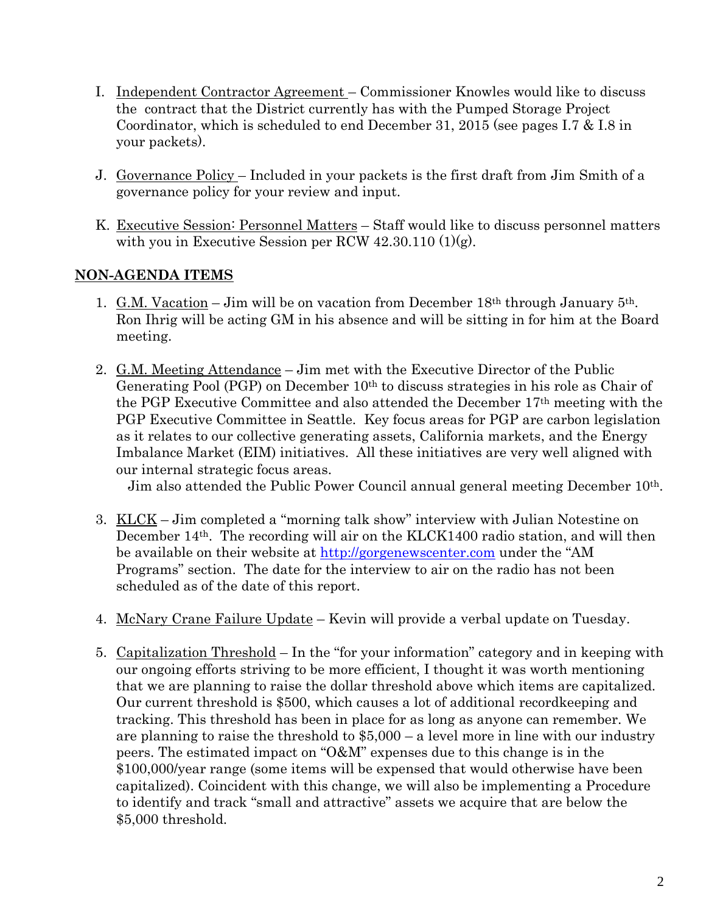I. Independent Contractor Agreement – Commissioner Knowles would like to discuss the contract that the District currently has with the Pumped Storage Project Coordinator, which is scheduled to end December 31, 2015 (see pages I.7 & I.8 in your packets).

J. Governance Policy – Included in your packets is the first draft from Jim Smith of a governance policy for your review and input.

K. Executive Session: Personnel Matters – Staff would like to discuss personnel matters with you in Executive Session per RCW 42.30.110 (1)(g).

## NON-AGENDA ITEMS

1. G.M. Vacation – Jim will be on vacation from December 18th through January 5th. Ron Ihrig will be acting GM in his absence and will be sitting in for him at the Board meeting.

2. G.M. Meeting Attendance – Jim met with the Executive Director of the Public Generating Pool (PGP) on December 10th to discuss strategies in his role as Chair of the PGP Executive Committee and also attended the December 17th meeting with the PGP Executive Committee in Seattle. Key focus areas for PGP are carbon legislation as it relates to our collective generating assets, California markets, and the Energy Imbalance Market (EIM) initiatives. All these initiatives are very well aligned with our internal strategic focus areas.

   Jim also attended the Public Power Council annual general meeting December 10th.

3. KLCK – Jim completed a "morning talk show" interview with Julian Notestine on December 14th. The recording will air on the KLCK1400 radio station, and will then be available on their website at http://gorgenewscenter.com under the "AM Programs" section. The date for the interview to air on the radio has not been scheduled as of the date of this report.

4. McNary Crane Failure Update – Kevin will provide a verbal update on Tuesday.

5. Capitalization Threshold – In the "for your information" category and in keeping with our ongoing efforts striving to be more efficient, I thought it was worth mentioning that we are planning to raise the dollar threshold above which items are capitalized. Our current threshold is $500, which causes a lot of additional recordkeeping and tracking. This threshold has been in place for as long as anyone can remember. We are planning to raise the threshold to $5,000 – a level more in line with our industry peers. The estimated impact on "O&M" expenses due to this change is in the $100,000/year range (some items will be expensed that would otherwise have been capitalized). Coincident with this change, we will also be implementing a Procedure to identify and track "small and attractive" assets we acquire that are below the $5,000 threshold.